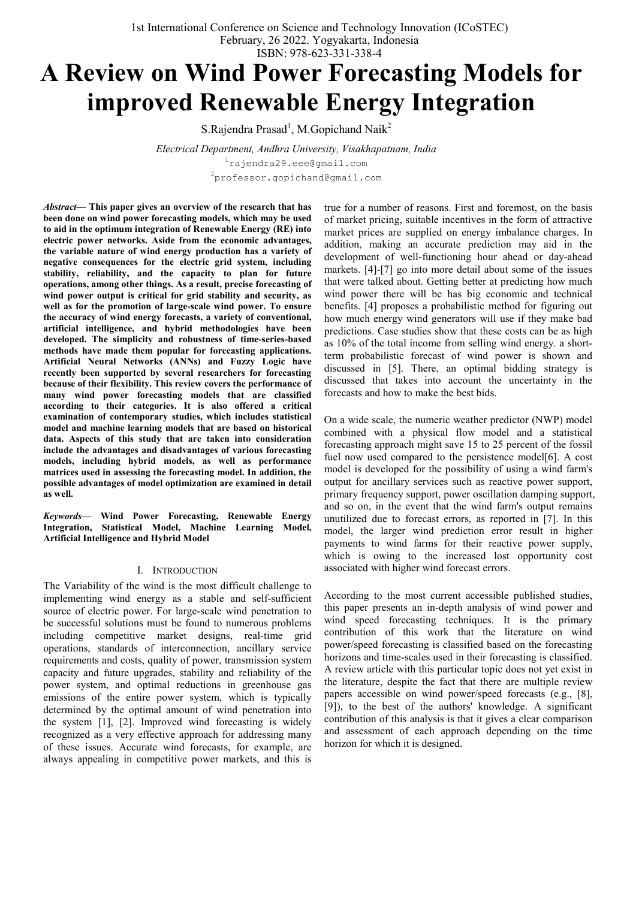# A Review on Wind Power Forecasting Models for improved Renewable Energy Integration

S.Rajendra Prasad[1], M.Gopichand Naik[2]

*Electrical Department, Andhra University, Visakhapatnam, India*

[1]rajendra29.eee@gmail.com

[2]professor.gopichand@gmail.com

***Abstract*— This paper gives an overview of the research that has been done on wind power forecasting models, which may be used to aid in the optimum integration of Renewable Energy (RE) into electric power networks. Aside from the economic advantages, the variable nature of wind energy production has a variety of negative consequences for the electric grid system, including stability, reliability, and the capacity to plan for future operations, among other things. As a result, precise forecasting of wind power output is critical for grid stability and security, as well as for the promotion of large-scale wind power. To ensure the accuracy of wind energy forecasts, a variety of conventional, artificial intelligence, and hybrid methodologies have been developed. The simplicity and robustness of time-series-based methods have made them popular for forecasting applications. Artificial Neural Networks (ANNs) and Fuzzy Logic have recently been supported by several researchers for forecasting because of their flexibility. This review covers the performance of many wind power forecasting models that are classified according to their categories. It is also offered a critical examination of contemporary studies, which includes statistical model and machine learning models that are based on historical data. Aspects of this study that are taken into consideration include the advantages and disadvantages of various forecasting models, including hybrid models, as well as performance matrices used in assessing the forecasting model. In addition, the possible advantages of model optimization are examined in detail as well.**

***Keywords*— Wind Power Forecasting, Renewable Energy Integration, Statistical Model, Machine Learning Model, Artificial Intelligence and Hybrid Model**

## I. Introduction

The Variability of the wind is the most difficult challenge to implementing wind energy as a stable and self-sufficient source of electric power. For large-scale wind penetration to be successful solutions must be found to numerous problems including competitive market designs, real-time grid operations, standards of interconnection, ancillary service requirements and costs, quality of power, transmission system capacity and future upgrades, stability and reliability of the power system, and optimal reductions in greenhouse gas emissions of the entire power system, which is typically determined by the optimal amount of wind penetration into the system [1], [2]. Improved wind forecasting is widely recognized as a very effective approach for addressing many of these issues. Accurate wind forecasts, for example, are always appealing in competitive power markets, and this is true for a number of reasons. First and foremost, on the basis of market pricing, suitable incentives in the form of attractive market prices are supplied on energy imbalance charges. In addition, making an accurate prediction may aid in the development of well-functioning hour ahead or day-ahead markets. [4]-[7] go into more detail about some of the issues that were talked about. Getting better at predicting how much wind power there will be has big economic and technical benefits. [4] proposes a probabilistic method for figuring out how much energy wind generators will use if they make bad predictions. Case studies show that these costs can be as high as 10% of the total income from selling wind energy. a short-term probabilistic forecast of wind power is shown and discussed in [5]. There, an optimal bidding strategy is discussed that takes into account the uncertainty in the forecasts and how to make the best bids.

On a wide scale, the numeric weather predictor (NWP) model combined with a physical flow model and a statistical forecasting approach might save 15 to 25 percent of the fossil fuel now used compared to the persistence model[6]. A cost model is developed for the possibility of using a wind farm's output for ancillary services such as reactive power support, primary frequency support, power oscillation damping support, and so on, in the event that the wind farm's output remains unutilized due to forecast errors, as reported in [7]. In this model, the larger wind prediction error result in higher payments to wind farms for their reactive power supply, which is owing to the increased lost opportunity cost associated with higher wind forecast errors.

According to the most current accessible published studies, this paper presents an in-depth analysis of wind power and wind speed forecasting techniques. It is the primary contribution of this work that the literature on wind power/speed forecasting is classified based on the forecasting horizons and time-scales used in their forecasting is classified. A review article with this particular topic does not yet exist in the literature, despite the fact that there are multiple review papers accessible on wind power/speed forecasts (e.g., [8], [9]), to the best of the authors' knowledge. A significant contribution of this analysis is that it gives a clear comparison and assessment of each approach depending on the time horizon for which it is designed.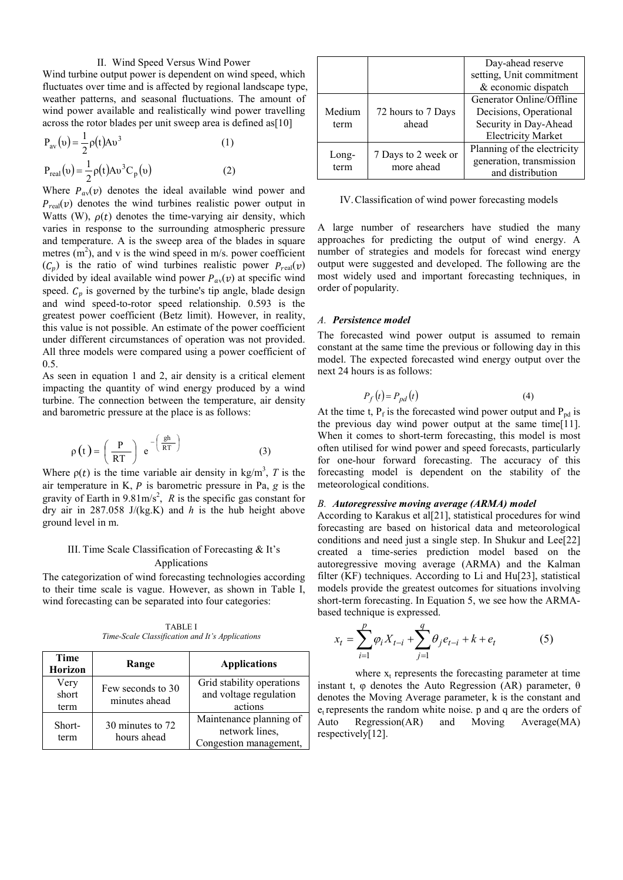## II. Wind Speed Versus Wind Power

Wind turbine output power is dependent on wind speed, which fluctuates over time and is affected by regional landscape type, weather patterns, and seasonal fluctuations. The amount of wind power available and realistically wind power travelling across the rotor blades per unit sweep area is defined as[10]

$$P_{av}(\upsilon) = \frac{1}{2}\rho(t)A\upsilon^3 \tag{1}$$

$$P_{real}(\upsilon) = \frac{1}{2}\rho(t)A\upsilon^3 C_p(\upsilon) \tag{2}$$

Where $P_{av}(v)$ denotes the ideal available wind power and $P_{real}(v)$ denotes the wind turbines realistic power output in Watts (W), $\rho(t)$ denotes the time-varying air density, which varies in response to the surrounding atmospheric pressure and temperature. A is the sweep area of the blades in square metres ($m^2$), and v is the wind speed in m/s. power coefficient ($C_p$) is the ratio of wind turbines realistic power $P_{real}(v)$ divided by ideal available wind power $P_{av}(v)$ at specific wind speed. $C_p$ is governed by the turbine's tip angle, blade design and wind speed-to-rotor speed relationship. 0.593 is the greatest power coefficient (Betz limit). However, in reality, this value is not possible. An estimate of the power coefficient under different circumstances of operation was not provided. All three models were compared using a power coefficient of 0.5.

As seen in equation 1 and 2, air density is a critical element impacting the quantity of wind energy produced by a wind turbine. The connection between the temperature, air density and barometric pressure at the place is as follows:

$$\rho(t) = \left(\frac{P}{RT}\right) e^{-\left(\frac{gh}{RT}\right)} \tag{3}$$

Where $\rho(t)$ is the time variable air density in $kg/m^3$, $T$ is the air temperature in K, $P$ is barometric pressure in Pa, $g$ is the gravity of Earth in $9.81m/s^2$, $R$ is the specific gas constant for dry air in 287.058 J/(kg.K) and $h$ is the hub height above ground level in m.

## III. Time Scale Classification of Forecasting & It's Applications

The categorization of wind forecasting technologies according to their time scale is vague. However, as shown in Table I, wind forecasting can be separated into four categories:

TABLE I
*Time-Scale Classification and It's Applications*

| Time Horizon | Range | Applications |
|---|---|---|
| Very short term | Few seconds to 30 minutes ahead | Grid stability operations and voltage regulation actions |
| Short-term | 30 minutes to 72 hours ahead | Maintenance planning of network lines, Congestion management, Day-ahead reserve setting, Unit commitment & economic dispatch |
| Medium term | 72 hours to 7 Days ahead | Generator Online/Offline Decisions, Operational Security in Day-Ahead Electricity Market |
| Long-term | 7 Days to 2 week or more ahead | Planning of the electricity generation, transmission and distribution |

## IV. Classification of wind power forecasting models

A large number of researchers have studied the many approaches for predicting the output of wind energy. A number of strategies and models for forecast wind energy output were suggested and developed. The following are the most widely used and important forecasting techniques, in order of popularity.

### *A. Persistence model*

The forecasted wind power output is assumed to remain constant at the same time the previous or following day in this model. The expected forecasted wind energy output over the next 24 hours is as follows:

$$P_f(t) = P_{pd}(t) \tag{4}$$

At the time t, $P_f$ is the forecasted wind power output and $P_{pd}$ is the previous day wind power output at the same time[11]. When it comes to short-term forecasting, this model is most often utilised for wind power and speed forecasts, particularly for one-hour forward forecasting. The accuracy of this forecasting model is dependent on the stability of the meteorological conditions.

### *B. Autoregressive moving average (ARMA) model*

According to Karakus et al[21], statistical procedures for wind forecasting are based on historical data and meteorological conditions and need just a single step. In Shukur and Lee[22] created a time-series prediction model based on the autoregressive moving average (ARMA) and the Kalman filter (KF) techniques. According to Li and Hu[23], statistical models provide the greatest outcomes for situations involving short-term forecasting. In Equation 5, we see how the ARMA-based technique is expressed.

$$x_t = \sum_{i=1}^{p} \varphi_i X_{t-i} + \sum_{j=1}^{q} \theta_j e_{t-i} + k + e_t \tag{5}$$

where $x_t$ represents the forecasting parameter at time instant t, φ denotes the Auto Regression (AR) parameter, θ denotes the Moving Average parameter, k is the constant and $e_t$ represents the random white noise. p and q are the orders of Auto Regression(AR) and Moving Average(MA) respectively[12].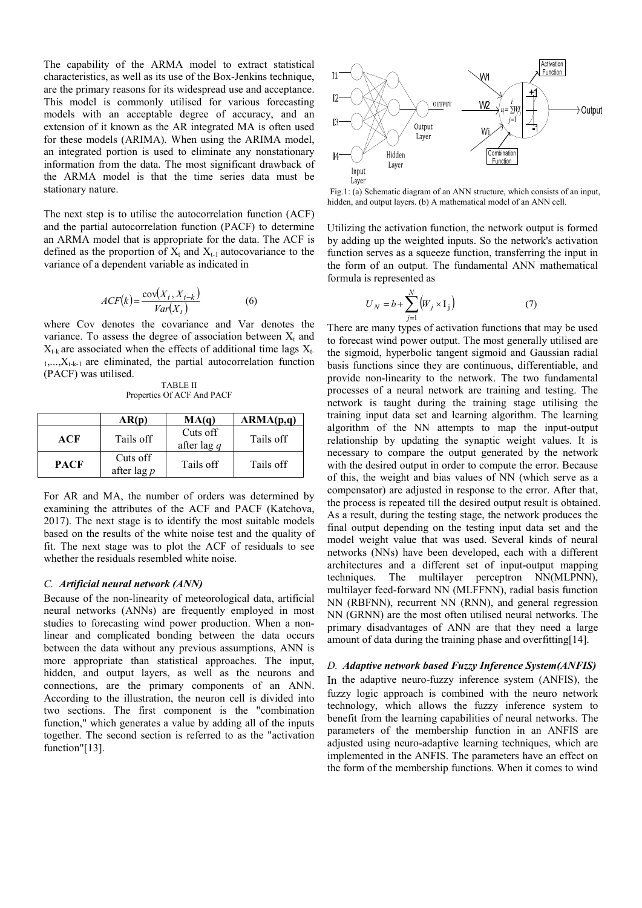The capability of the ARMA model to extract statistical characteristics, as well as its use of the Box-Jenkins technique, are the primary reasons for its widespread use and acceptance. This model is commonly utilised for various forecasting models with an acceptable degree of accuracy, and an extension of it known as the AR integrated MA is often used for these models (ARIMA). When using the ARIMA model, an integrated portion is used to eliminate any nonstationary information from the data. The most significant drawback of the ARMA model is that the time series data must be stationary nature.

The next step is to utilise the autocorrelation function (ACF) and the partial autocorrelation function (PACF) to determine an ARMA model that is appropriate for the data. The ACF is defined as the proportion of $X_t$ and $X_{t-1}$ autocovariance to the variance of a dependent variable as indicated in

$$ACF(k) = \frac{\mathrm{cov}(X_t, X_{t-k})}{Var(X_t)} \tag{6}$$

where Cov denotes the covariance and Var denotes the variance. To assess the degree of association between $X_t$ and $X_{t-k}$ are associated when the effects of additional time lags $X_{t-1},\ldots,X_{t-k-1}$ are eliminated, the partial autocorrelation function (PACF) was utilised.

TABLE II
Properties Of ACF And PACF

| | AR(p) | MA(q) | ARMA(p,q) |
|---|---|---|---|
| **ACF** | Tails off | Cuts off after lag *q* | Tails off |
| **PACF** | Cuts off after lag *p* | Tails off | Tails off |

For AR and MA, the number of orders was determined by examining the attributes of the ACF and PACF (Katchova, 2017). The next stage is to identify the most suitable models based on the results of the white noise test and the quality of fit. The next stage was to plot the ACF of residuals to see whether the residuals resembled white noise.

### C. *Artificial neural network (ANN)*

Because of the non-linearity of meteorological data, artificial neural networks (ANNs) are frequently employed in most studies to forecasting wind power production. When a non-linear and complicated bonding between the data occurs between the data without any previous assumptions, ANN is more appropriate than statistical approaches. The input, hidden, and output layers, as well as the neurons and connections, are the primary components of an ANN. According to the illustration, the neuron cell is divided into two sections. The first component is the "combination function," which generates a value by adding all of the inputs together. The second section is referred to as the "activation function"[13].

Fig.1: (a) Schematic diagram of an ANN structure, which consists of an input, hidden, and output layers. (b) A mathematical model of an ANN cell.

Utilizing the activation function, the network output is formed by adding up the weighted inputs. So the network's activation function serves as a squeeze function, transferring the input in the form of an output. The fundamental ANN mathematical formula is represented as

$$U_N = b + \sum_{j=1}^{N} \left(W_j \times \mathrm{I}_j\right) \tag{7}$$

There are many types of activation functions that may be used to forecast wind power output. The most generally utilised are the sigmoid, hyperbolic tangent sigmoid and Gaussian radial basis functions since they are continuous, differentiable, and provide non-linearity to the network. The two fundamental processes of a neural network are training and testing. The network is taught during the training stage utilising the training input data set and learning algorithm. The learning algorithm of the NN attempts to map the input-output relationship by updating the synaptic weight values. It is necessary to compare the output generated by the network with the desired output in order to compute the error. Because of this, the weight and bias values of NN (which serve as a compensator) are adjusted in response to the error. After that, the process is repeated till the desired output result is obtained. As a result, during the testing stage, the network produces the final output depending on the testing input data set and the model weight value that was used. Several kinds of neural networks (NNs) have been developed, each with a different architectures and a different set of input-output mapping techniques. The multilayer perceptron NN(MLPNN), multilayer feed-forward NN (MLFFNN), radial basis function NN (RBFNN), recurrent NN (RNN), and general regression NN (GRNN) are the most often utilised neural networks. The primary disadvantages of ANN are that they need a large amount of data during the training phase and overfitting[14].

### D. *Adaptive network based Fuzzy Inference System(ANFIS)*

In the adaptive neuro-fuzzy inference system (ANFIS), the fuzzy logic approach is combined with the neuro network technology, which allows the fuzzy inference system to benefit from the learning capabilities of neural networks. The parameters of the membership function in an ANFIS are adjusted using neuro-adaptive learning techniques, which are implemented in the ANFIS. The parameters have an effect on the form of the membership functions. When it comes to wind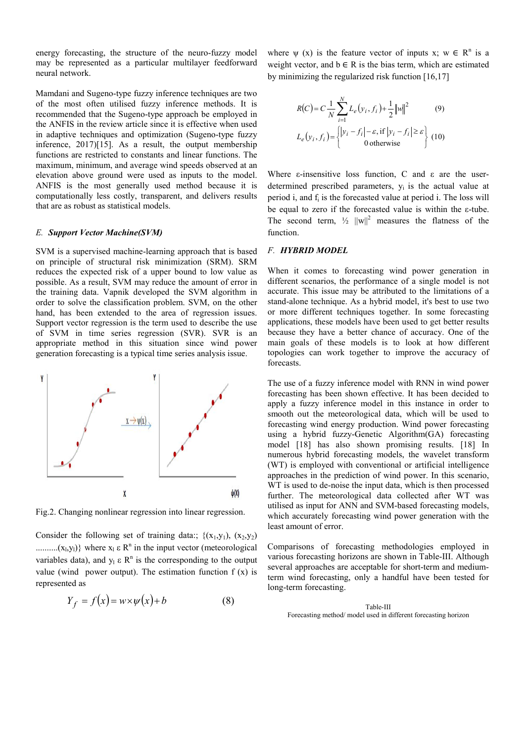energy forecasting, the structure of the neuro-fuzzy model may be represented as a particular multilayer feedforward neural network.

Mamdani and Sugeno-type fuzzy inference techniques are two of the most often utilised fuzzy inference methods. It is recommended that the Sugeno-type approach be employed in the ANFIS in the review article since it is effective when used in adaptive techniques and optimization (Sugeno-type fuzzy inference, 2017)[15]. As a result, the output membership functions are restricted to constants and linear functions. The maximum, minimum, and average wind speeds observed at an elevation above ground were used as inputs to the model. ANFIS is the most generally used method because it is computationally less costly, transparent, and delivers results that are as robust as statistical models.

### E. *Support Vector Machine(SVM)*

SVM is a supervised machine-learning approach that is based on principle of structural risk minimization (SRM). SRM reduces the expected risk of a upper bound to low value as possible. As a result, SVM may reduce the amount of error in the training data. Vapnik developed the SVM algorithm in order to solve the classification problem. SVM, on the other hand, has been extended to the area of regression issues. Support vector regression is the term used to describe the use of SVM in time series regression (SVR). SVR is an appropriate method in this situation since wind power generation forecasting is a typical time series analysis issue.

Fig.2. Changing nonlinear regression into linear regression.

Consider the following set of training data:; $\{(x_1,y_1), (x_2,y_2) ..........(x_l,y_l)\}$ where $x_l \varepsilon R^n$ in the input vector (meteorological variables data), and $y_l \varepsilon R^n$ is the corresponding to the output value (wind power output). The estimation function f (x) is represented as

$$Y_f = f(x) = w \times \psi(x) + b \tag{8}$$

where $\psi(x)$ is the feature vector of inputs x; $w \in R^n$ is a weight vector, and $b \in R$ is the bias term, which are estimated by minimizing the regularized risk function [16,17]

$$R(C) = C\frac{1}{N}\sum_{i=1}^{N} L_e(y_i, f_i) + \frac{1}{2}\|w\|^2 \tag{9}$$

$$L_e(y_i, f_i) = \begin{cases} |y_i - f_i| - \varepsilon, \text{if } |y_i - f_i| \geq \varepsilon \\ 0 \text{ otherwise} \end{cases} \tag{10}$$

Where ε-insensitive loss function, C and ε are the user-determined prescribed parameters, $y_i$ is the actual value at period i, and $f_i$ is the forecasted value at period i. The loss will be equal to zero if the forecasted value is within the ε-tube. The second term, $\frac{1}{2}\|w\|^2$ measures the flatness of the function.

### F. *HYBRID MODEL*

When it comes to forecasting wind power generation in different scenarios, the performance of a single model is not accurate. This issue may be attributed to the limitations of a stand-alone technique. As a hybrid model, it's best to use two or more different techniques together. In some forecasting applications, these models have been used to get better results because they have a better chance of accuracy. One of the main goals of these models is to look at how different topologies can work together to improve the accuracy of forecasts.

The use of a fuzzy inference model with RNN in wind power forecasting has been shown effective. It has been decided to apply a fuzzy inference model in this instance in order to smooth out the meteorological data, which will be used to forecasting wind energy production. Wind power forecasting using a hybrid fuzzy-Genetic Algorithm(GA) forecasting model [18] has also shown promising results. [18] In numerous hybrid forecasting models, the wavelet transform (WT) is employed with conventional or artificial intelligence approaches in the prediction of wind power. In this scenario, WT is used to de-noise the input data, which is then processed further. The meteorological data collected after WT was utilised as input for ANN and SVM-based forecasting models, which accurately forecasting wind power generation with the least amount of error.

Comparisons of forecasting methodologies employed in various forecasting horizons are shown in Table-III. Although several approaches are acceptable for short-term and medium-term wind forecasting, only a handful have been tested for long-term forecasting.

Table-III
Forecasting method/ model used in different forecasting horizon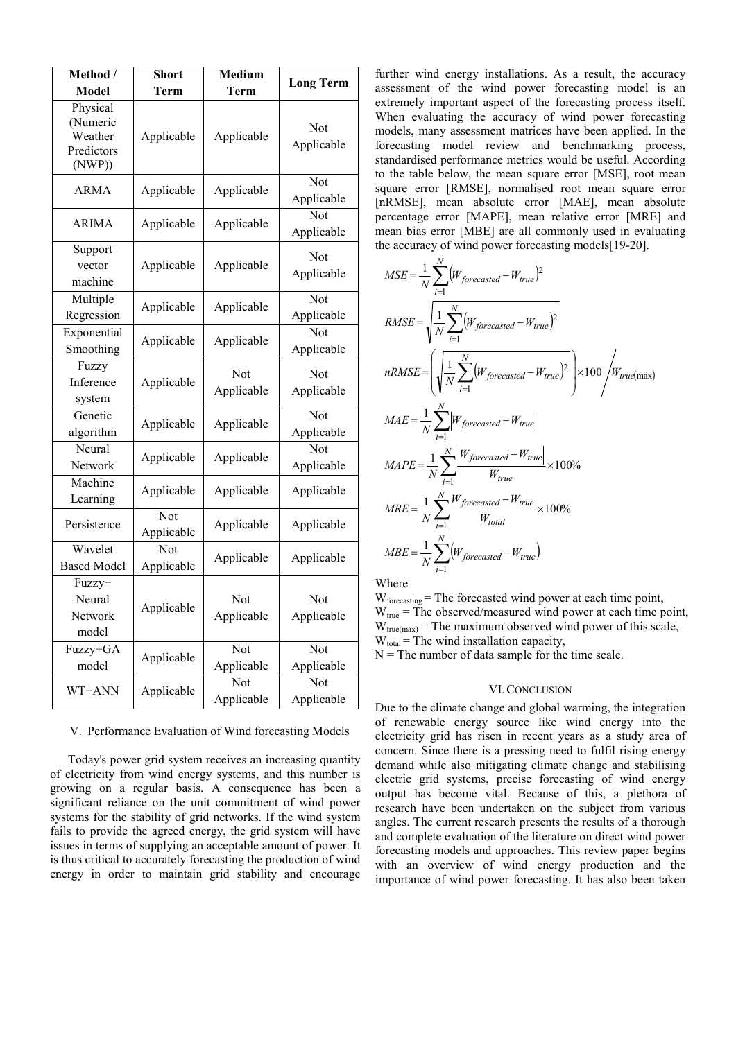| Method / Model | Short Term | Medium Term | Long Term |
|---|---|---|---|
| Physical (Numeric Weather Predictors (NWP)) | Applicable | Applicable | Not Applicable |
| ARMA | Applicable | Applicable | Not Applicable |
| ARIMA | Applicable | Applicable | Not Applicable |
| Support vector machine | Applicable | Applicable | Not Applicable |
| Multiple Regression | Applicable | Applicable | Not Applicable |
| Exponential Smoothing | Applicable | Applicable | Not Applicable |
| Fuzzy Inference system | Applicable | Not Applicable | Not Applicable |
| Genetic algorithm | Applicable | Applicable | Not Applicable |
| Neural Network | Applicable | Applicable | Not Applicable |
| Machine Learning | Applicable | Applicable | Applicable |
| Persistence | Not Applicable | Applicable | Applicable |
| Wavelet Based Model | Not Applicable | Applicable | Applicable |
| Fuzzy+ Neural Network model | Applicable | Not Applicable | Not Applicable |
| Fuzzy+GA model | Applicable | Not Applicable | Not Applicable |
| WT+ANN | Applicable | Not Applicable | Not Applicable |

## V. Performance Evaluation of Wind forecasting Models

Today's power grid system receives an increasing quantity of electricity from wind energy systems, and this number is growing on a regular basis. A consequence has been a significant reliance on the unit commitment of wind power systems for the stability of grid networks. If the wind system fails to provide the agreed energy, the grid system will have issues in terms of supplying an acceptable amount of power. It is thus critical to accurately forecasting the production of wind energy in order to maintain grid stability and encourage further wind energy installations. As a result, the accuracy assessment of the wind power forecasting model is an extremely important aspect of the forecasting process itself. When evaluating the accuracy of wind power forecasting models, many assessment matrices have been applied. In the forecasting model review and benchmarking process, standardised performance metrics would be useful. According to the table below, the mean square error [MSE], root mean square error [RMSE], normalised root mean square error [nRMSE], mean absolute error [MAE], mean absolute percentage error [MAPE], mean relative error [MRE] and mean bias error [MBE] are all commonly used in evaluating the accuracy of wind power forecasting models[19-20].

$$MSE = \frac{1}{N}\sum_{i=1}^{N}\left(W_{forecasted} - W_{true}\right)^2$$

$$RMSE = \sqrt{\frac{1}{N}\sum_{i=1}^{N}\left(W_{forecasted} - W_{true}\right)^2}$$

$$nRMSE = \left(\sqrt{\frac{1}{N}\sum_{i=1}^{N}\left(W_{forecasted} - W_{true}\right)^2}\right) \times 100 \bigg/ W_{true(\max)}$$

$$MAE = \frac{1}{N}\sum_{i=1}^{N}\left|W_{forecasted} - W_{true}\right|$$

$$MAPE = \frac{1}{N}\sum_{i=1}^{N}\frac{\left|W_{forecasted} - W_{true}\right|}{W_{true}} \times 100\%$$

$$MRE = \frac{1}{N}\sum_{i=1}^{N}\frac{W_{forecasted} - W_{true}}{W_{total}} \times 100\%$$

$$MBE = \frac{1}{N}\sum_{i=1}^{N}\left(W_{forecasted} - W_{true}\right)$$

Where

$W_{forecasting}$ = The forecasted wind power at each time point,
$W_{true}$ = The observed/measured wind power at each time point,
$W_{true(max)}$ = The maximum observed wind power of this scale,
$W_{total}$ = The wind installation capacity,
N = The number of data sample for the time scale.

## VI. Conclusion

Due to the climate change and global warming, the integration of renewable energy source like wind energy into the electricity grid has risen in recent years as a study area of concern. Since there is a pressing need to fulfil rising energy demand while also mitigating climate change and stabilising electric grid systems, precise forecasting of wind energy output has become vital. Because of this, a plethora of research have been undertaken on the subject from various angles. The current research presents the results of a thorough and complete evaluation of the literature on direct wind power forecasting models and approaches. This review paper begins with an overview of wind energy production and the importance of wind power forecasting. It has also been taken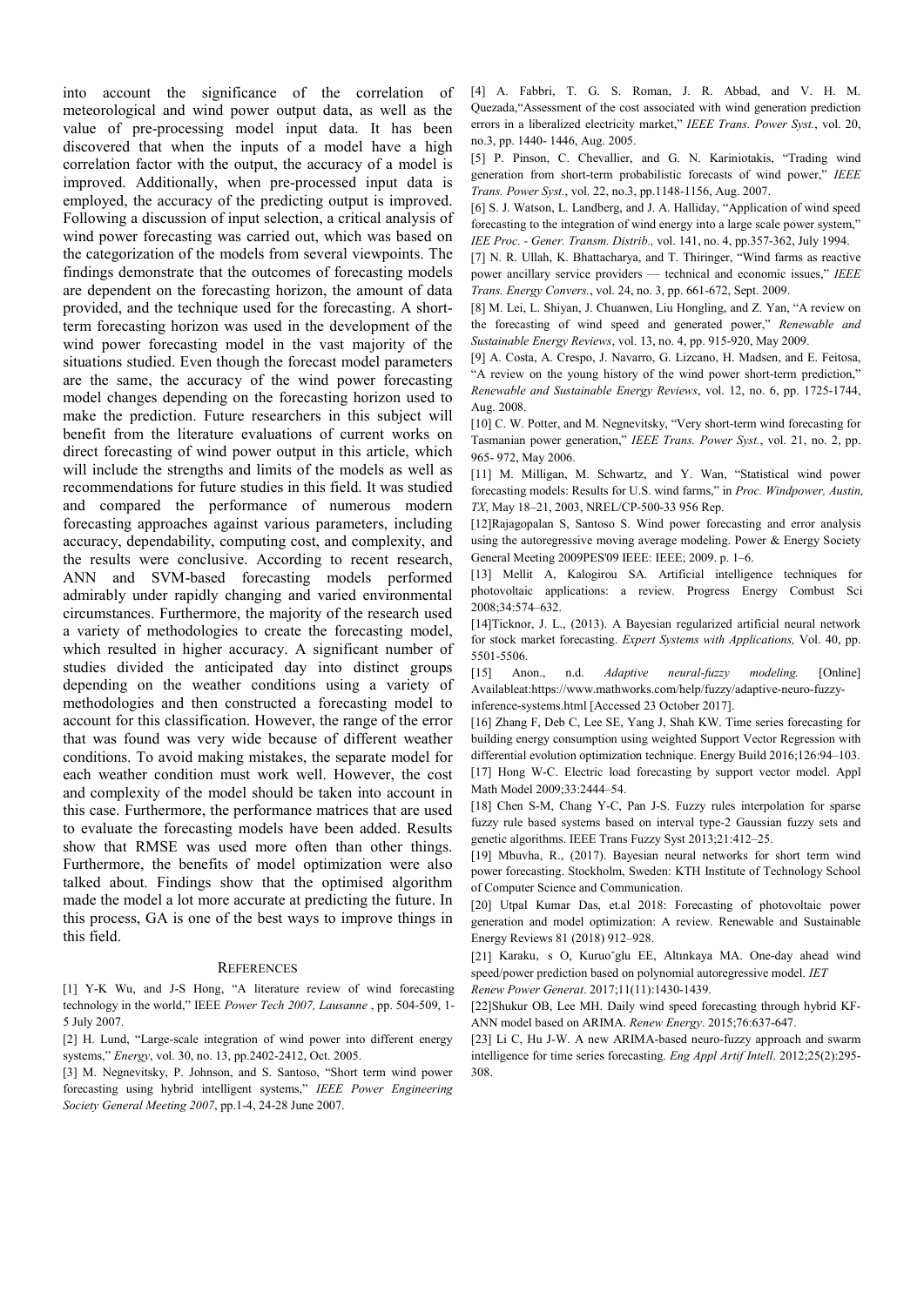into account the significance of the correlation of meteorological and wind power output data, as well as the value of pre-processing model input data. It has been discovered that when the inputs of a model have a high correlation factor with the output, the accuracy of a model is improved. Additionally, when pre-processed input data is employed, the accuracy of the predicting output is improved. Following a discussion of input selection, a critical analysis of wind power forecasting was carried out, which was based on the categorization of the models from several viewpoints. The findings demonstrate that the outcomes of forecasting models are dependent on the forecasting horizon, the amount of data provided, and the technique used for the forecasting. A short-term forecasting horizon was used in the development of the wind power forecasting model in the vast majority of the situations studied. Even though the forecast model parameters are the same, the accuracy of the wind power forecasting model changes depending on the forecasting horizon used to make the prediction. Future researchers in this subject will benefit from the literature evaluations of current works on direct forecasting of wind power output in this article, which will include the strengths and limits of the models as well as recommendations for future studies in this field. It was studied and compared the performance of numerous modern forecasting approaches against various parameters, including accuracy, dependability, computing cost, and complexity, and the results were conclusive. According to recent research, ANN and SVM-based forecasting models performed admirably under rapidly changing and varied environmental circumstances. Furthermore, the majority of the research used a variety of methodologies to create the forecasting model, which resulted in higher accuracy. A significant number of studies divided the anticipated day into distinct groups depending on the weather conditions using a variety of methodologies and then constructed a forecasting model to account for this classification. However, the range of the error that was found was very wide because of different weather conditions. To avoid making mistakes, the separate model for each weather condition must work well. However, the cost and complexity of the model should be taken into account in this case. Furthermore, the performance matrices that are used to evaluate the forecasting models have been added. Results show that RMSE was used more often than other things. Furthermore, the benefits of model optimization were also talked about. Findings show that the optimised algorithm made the model a lot more accurate at predicting the future. In this process, GA is one of the best ways to improve things in this field.

## References

[1] Y-K Wu, and J-S Hong, "A literature review of wind forecasting technology in the world," IEEE *Power Tech 2007, Lausanne* , pp. 504-509, 1-5 July 2007.

[2] H. Lund, "Large-scale integration of wind power into different energy systems," *Energy*, vol. 30, no. 13, pp.2402-2412, Oct. 2005.

[3] M. Negnevitsky, P. Johnson, and S. Santoso, "Short term wind power forecasting using hybrid intelligent systems," *IEEE Power Engineering Society General Meeting 2007*, pp.1-4, 24-28 June 2007.

[4] A. Fabbri, T. G. S. Roman, J. R. Abbad, and V. H. M. Quezada,"Assessment of the cost associated with wind generation prediction errors in a liberalized electricity market," *IEEE Trans. Power Syst.*, vol. 20, no.3, pp. 1440- 1446, Aug. 2005.

[5] P. Pinson, C. Chevallier, and G. N. Kariniotakis, "Trading wind generation from short-term probabilistic forecasts of wind power," *IEEE Trans. Power Syst.*, vol. 22, no.3, pp.1148-1156, Aug. 2007.

[6] S. J. Watson, L. Landberg, and J. A. Halliday, "Application of wind speed forecasting to the integration of wind energy into a large scale power system," *IEE Proc. - Gener. Transm. Distrib.,* vol. 141, no. 4, pp.357-362, July 1994.

[7] N. R. Ullah, K. Bhattacharya, and T. Thiringer, "Wind farms as reactive power ancillary service providers — technical and economic issues," *IEEE Trans. Energy Convers.*, vol. 24, no. 3, pp. 661-672, Sept. 2009.

[8] M. Lei, L. Shiyan, J. Chuanwen, Liu Hongling, and Z. Yan, "A review on the forecasting of wind speed and generated power," *Renewable and Sustainable Energy Reviews*, vol. 13, no. 4, pp. 915-920, May 2009.

[9] A. Costa, A. Crespo, J. Navarro, G. Lizcano, H. Madsen, and E. Feitosa, "A review on the young history of the wind power short-term prediction," *Renewable and Sustainable Energy Reviews*, vol. 12, no. 6, pp. 1725-1744, Aug. 2008.

[10] C. W. Potter, and M. Negnevitsky, "Very short-term wind forecasting for Tasmanian power generation," *IEEE Trans. Power Syst.*, vol. 21, no. 2, pp. 965- 972, May 2006.

[11] M. Milligan, M. Schwartz, and Y. Wan, "Statistical wind power forecasting models: Results for U.S. wind farms," in *Proc. Windpower, Austin, TX*, May 18–21, 2003, NREL/CP-500-33 956 Rep.

[12]Rajagopalan S, Santoso S. Wind power forecasting and error analysis using the autoregressive moving average modeling. Power & Energy Society General Meeting 2009PES'09 IEEE: IEEE; 2009. p. 1–6.

[13] Mellit A, Kalogirou SA. Artificial intelligence techniques for photovoltaic applications: a review. Progress Energy Combust Sci 2008;34:574–632.

[14]Ticknor, J. L., (2013). A Bayesian regularized artificial neural network for stock market forecasting. *Expert Systems with Applications,* Vol. 40, pp. 5501-5506.

[15] Anon., n.d. *Adaptive neural-fuzzy modeling.* [Online] Availableat:https://www.mathworks.com/help/fuzzy/adaptive-neuro-fuzzy-inference-systems.html [Accessed 23 October 2017].

[16] Zhang F, Deb C, Lee SE, Yang J, Shah KW. Time series forecasting for building energy consumption using weighted Support Vector Regression with differential evolution optimization technique. Energy Build 2016;126:94–103.

[17] Hong W-C. Electric load forecasting by support vector model. Appl Math Model 2009;33:2444–54.

[18] Chen S-M, Chang Y-C, Pan J-S. Fuzzy rules interpolation for sparse fuzzy rule based systems based on interval type-2 Gaussian fuzzy sets and genetic algorithms. IEEE Trans Fuzzy Syst 2013;21:412–25.

[19] Mbuvha, R., (2017). Bayesian neural networks for short term wind power forecasting. Stockholm, Sweden: KTH Institute of Technology School of Computer Science and Communication.

[20] Utpal Kumar Das, et.al 2018: Forecasting of photovoltaic power generation and model optimization: A review. Renewable and Sustainable Energy Reviews 81 (2018) 912–928.

[21] Karaku, s O, Kuruo˘glu EE, Altınkaya MA. One-day ahead wind speed/power prediction based on polynomial autoregressive model. *IET Renew Power Generat*. 2017;11(11):1430-1439.

[22]Shukur OB, Lee MH. Daily wind speed forecasting through hybrid KF-ANN model based on ARIMA. *Renew Energy*. 2015;76:637-647.

[23] Li C, Hu J-W. A new ARIMA-based neuro-fuzzy approach and swarm intelligence for time series forecasting. *Eng Appl Artif Intell*. 2012;25(2):295-308.